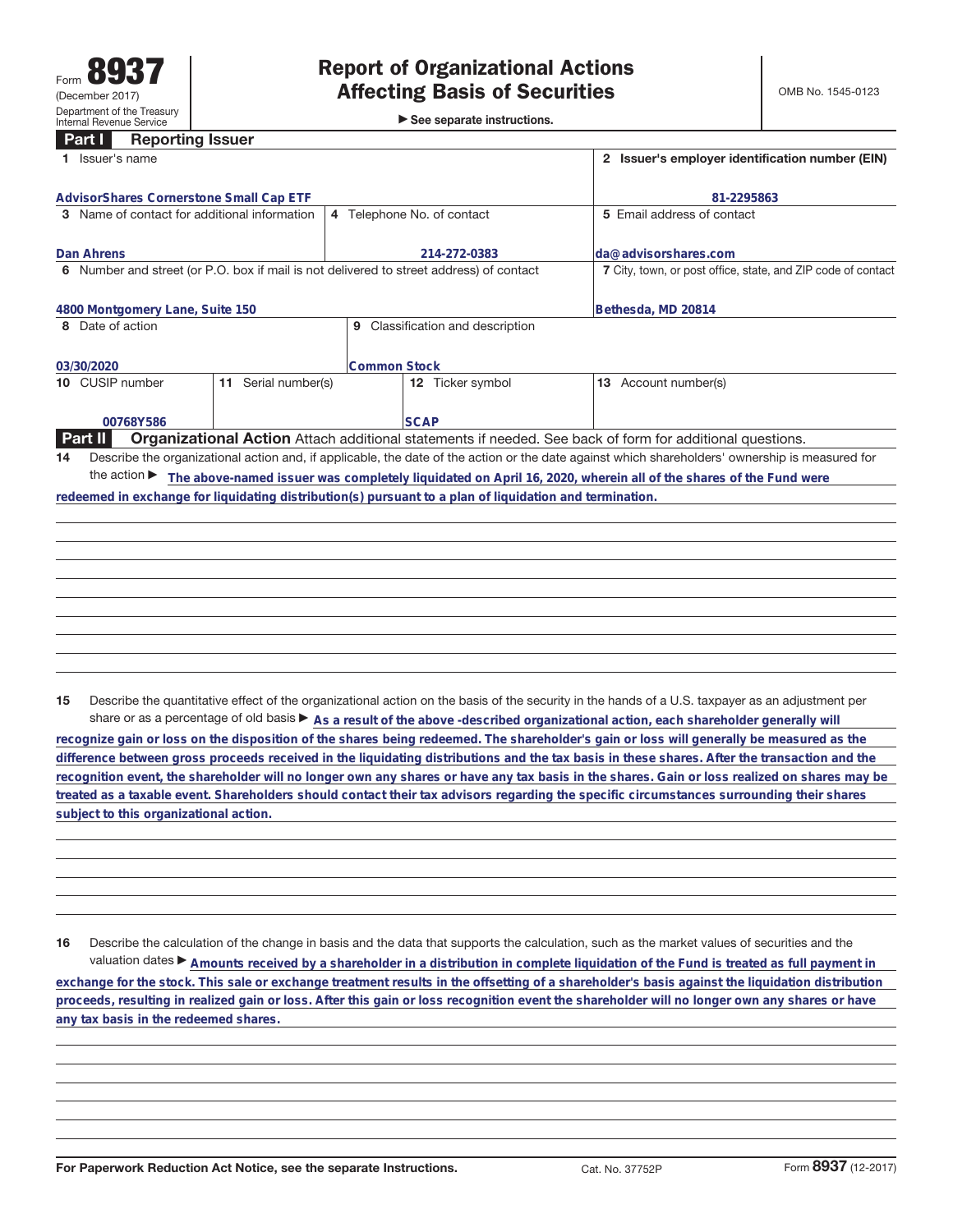Form **8937**
(December 2017)
Department of the Treasury
Internal Revenue Service

# Report of Organizational Actions Affecting Basis of Securities

► See separate instructions.

OMB No. 1545-0123

## Part I Reporting Issuer

| 1 Issuer's name | | | | 2 Issuer's employer identification number (EIN) |
|---|---|---|---|---|
| AdvisorShares Cornerstone Small Cap ETF | | | | 81-2295863 |
| 3 Name of contact for additional information | | 4 Telephone No. of contact | | 5 Email address of contact |
| Dan Ahrens | | 214-272-0383 | | da@advisorshares.com |
| 6 Number and street (or P.O. box if mail is not delivered to street address) of contact | | | | 7 City, town, or post office, state, and ZIP code of contact |
| 4800 Montgomery Lane, Suite 150 | | | | Bethesda, MD 20814 |
| 8 Date of action | | 9 Classification and description | | |
| 03/30/2020 | | Common Stock | | |
| 10 CUSIP number | 11 Serial number(s) | | 12 Ticker symbol | 13 Account number(s) |
| 00768Y586 | | | SCAP | |

## Part II Organizational Action

Attach additional statements if needed. See back of form for additional questions.

**14** Describe the organizational action and, if applicable, the date of the action or the date against which shareholders' ownership is measured for the action ► The above-named issuer was completely liquidated on April 16, 2020, wherein all of the shares of the Fund were redeemed in exchange for liquidating distribution(s) pursuant to a plan of liquidation and termination.

**15** Describe the quantitative effect of the organizational action on the basis of the security in the hands of a U.S. taxpayer as an adjustment per share or as a percentage of old basis ► As a result of the above -described organizational action, each shareholder generally will recognize gain or loss on the disposition of the shares being redeemed. The shareholder's gain or loss will generally be measured as the difference between gross proceeds received in the liquidating distributions and the tax basis in these shares. After the transaction and the recognition event, the shareholder will no longer own any shares or have any tax basis in the shares. Gain or loss realized on shares may be treated as a taxable event. Shareholders should contact their tax advisors regarding the specific circumstances surrounding their shares subject to this organizational action.

**16** Describe the calculation of the change in basis and the data that supports the calculation, such as the market values of securities and the valuation dates ► Amounts received by a shareholder in a distribution in complete liquidation of the Fund is treated as full payment in exchange for the stock. This sale or exchange treatment results in the offsetting of a shareholder's basis against the liquidation distribution proceeds, resulting in realized gain or loss. After this gain or loss recognition event the shareholder will no longer own any shares or have any tax basis in the redeemed shares.

For Paperwork Reduction Act Notice, see the separate Instructions. Cat. No. 37752P Form **8937** (12-2017)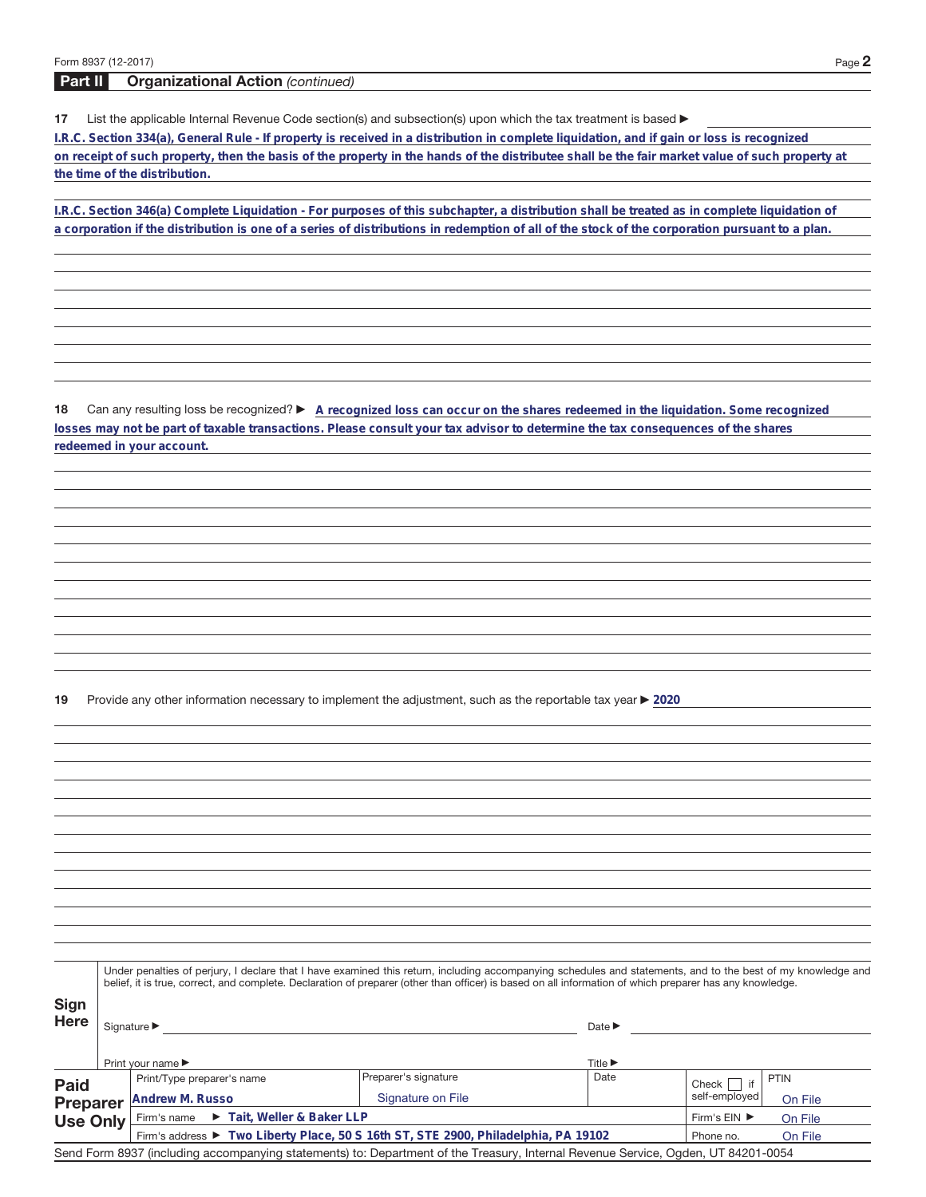Form 8937 (12-2017)

## Part II Organizational Action *(continued)*

**17** List the applicable Internal Revenue Code section(s) and subsection(s) upon which the tax treatment is based ▶

**I.R.C. Section 334(a), General Rule - If property is received in a distribution in complete liquidation, and if gain or loss is recognized on receipt of such property, then the basis of the property in the hands of the distributee shall be the fair market value of such property at the time of the distribution.**

**I.R.C. Section 346(a) Complete Liquidation - For purposes of this subchapter, a distribution shall be treated as in complete liquidation of a corporation if the distribution is one of a series of distributions in redemption of all of the stock of the corporation pursuant to a plan.**

**18** Can any resulting loss be recognized? ▶ **A recognized loss can occur on the shares redeemed in the liquidation. Some recognized losses may not be part of taxable transactions. Please consult your tax advisor to determine the tax consequences of the shares redeemed in your account.**

**19** Provide any other information necessary to implement the adjustment, such as the reportable tax year ▶ **2020**

**Sign Here**

Under penalties of perjury, I declare that I have examined this return, including accompanying schedules and statements, and to the best of my knowledge and belief, it is true, correct, and complete. Declaration of preparer (other than officer) is based on all information of which preparer has any knowledge.

Signature ▶ Date ▶

Print your name ▶ Title ▶

**Paid Preparer Use Only**

| Print/Type preparer's name | Preparer's signature | Date | Check ☐ if self-employed | PTIN |
|---|---|---|---|---|
| **Andrew M. Russo** | Signature on File | | | On File |
| Firm's name ▶ **Tait, Weller & Baker LLP** | | | Firm's EIN ▶ | On File |
| Firm's address ▶ **Two Liberty Place, 50 S 16th ST, STE 2900, Philadelphia, PA 19102** | | | Phone no. | On File |

Send Form 8937 (including accompanying statements) to: Department of the Treasury, Internal Revenue Service, Ogden, UT 84201-0054